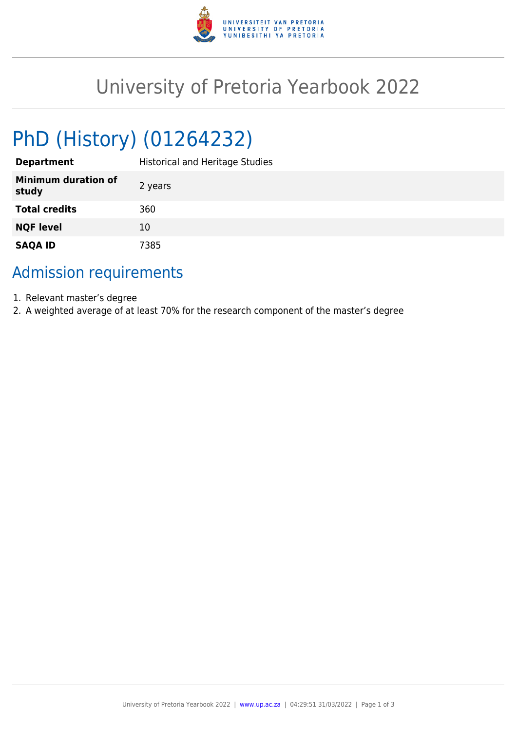# University of Pretoria Yearbook 2022

## PhD (History) (01264232)

| | |
|---|---|
| **Department** | Historical and Heritage Studies |
| **Minimum duration of study** | 2 years |
| **Total credits** | 360 |
| **NQF level** | 10 |
| **SAQA ID** | 7385 |

## Admission requirements

1. Relevant master’s degree
2. A weighted average of at least 70% for the research component of the master’s degree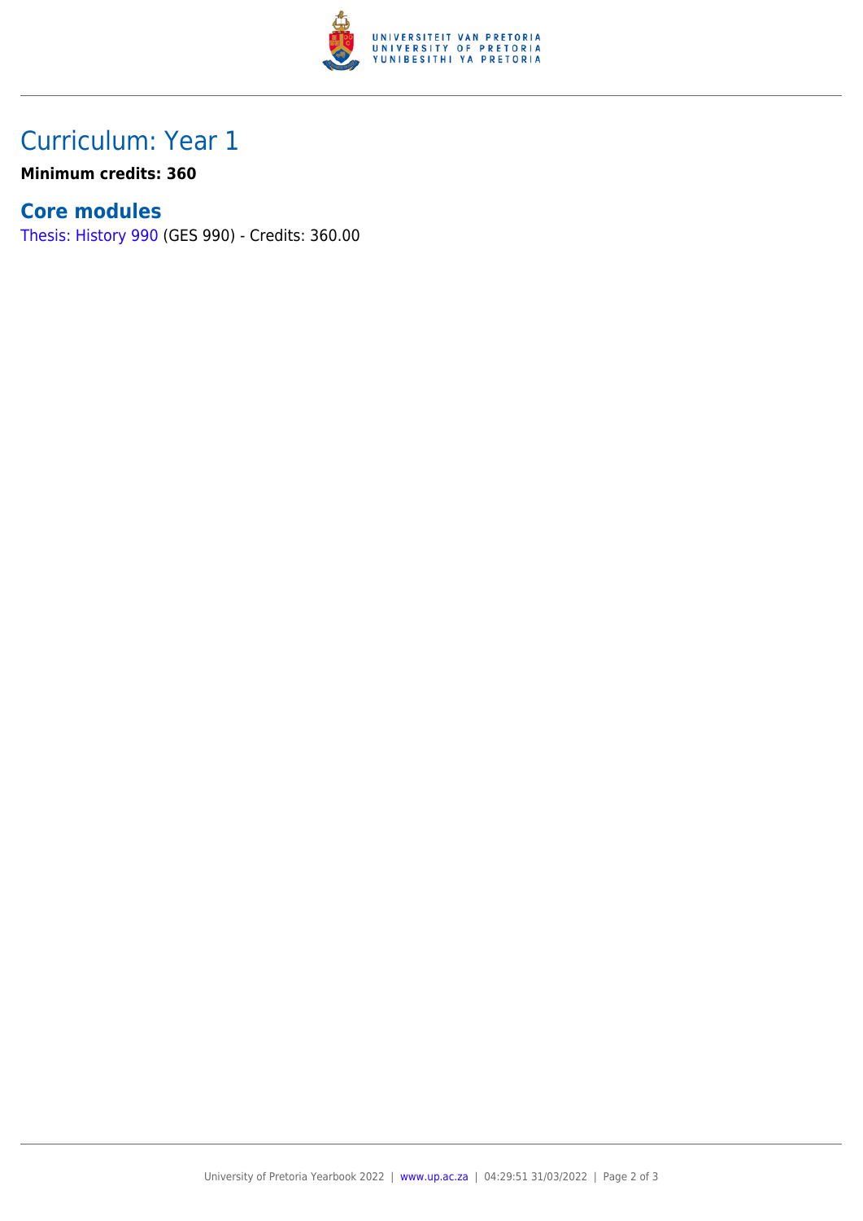# Curriculum: Year 1

**Minimum credits: 360**

## Core modules

Thesis: History 990 (GES 990) - Credits: 360.00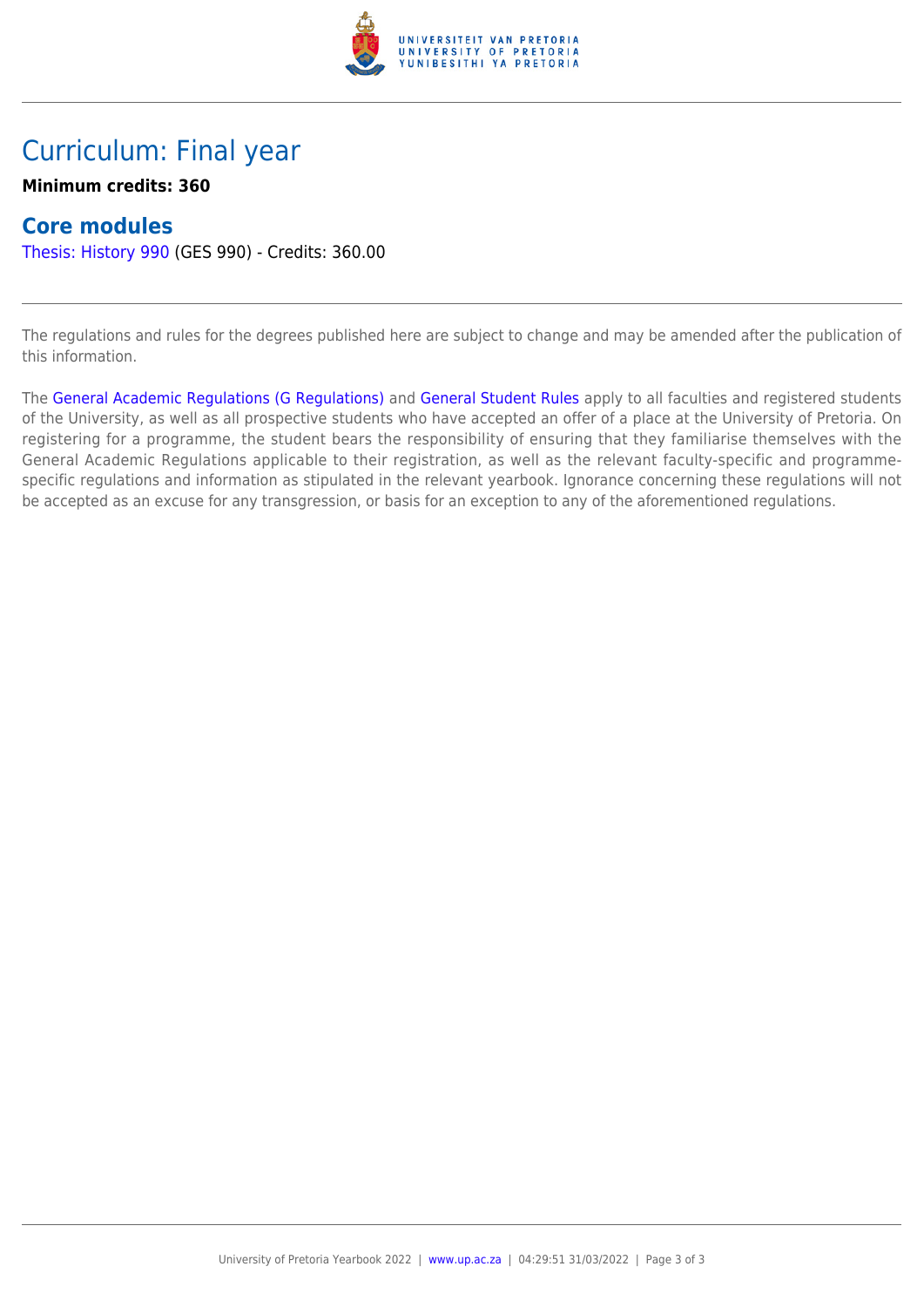# Curriculum: Final year

**Minimum credits: 360**

## Core modules

Thesis: History 990 (GES 990) - Credits: 360.00

The regulations and rules for the degrees published here are subject to change and may be amended after the publication of this information.

The General Academic Regulations (G Regulations) and General Student Rules apply to all faculties and registered students of the University, as well as all prospective students who have accepted an offer of a place at the University of Pretoria. On registering for a programme, the student bears the responsibility of ensuring that they familiarise themselves with the General Academic Regulations applicable to their registration, as well as the relevant faculty-specific and programme-specific regulations and information as stipulated in the relevant yearbook. Ignorance concerning these regulations will not be accepted as an excuse for any transgression, or basis for an exception to any of the aforementioned regulations.